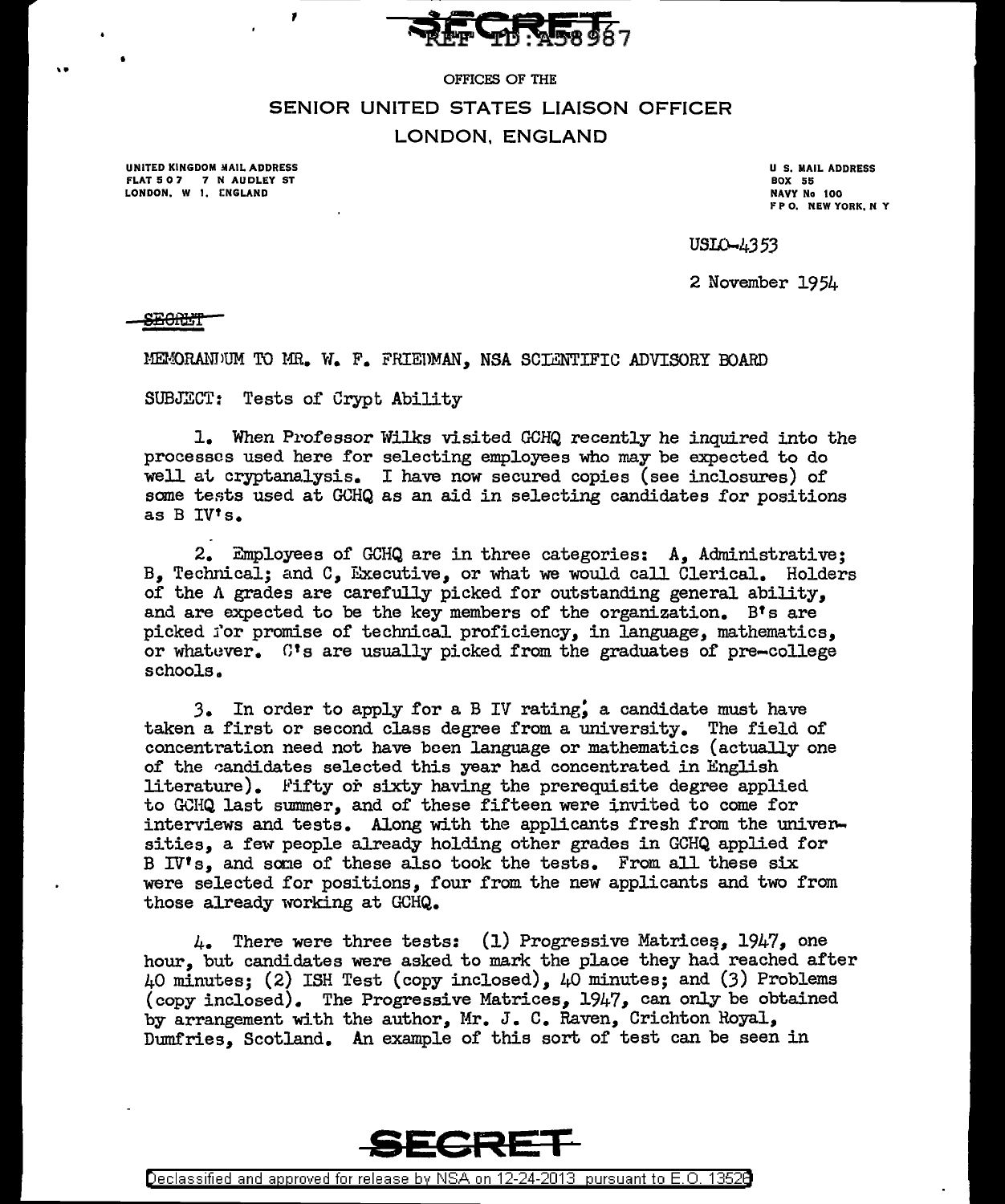SECRET

REF ID:A58987

OFFICES OF THE

# SENIOR UNITED STATES LIAISON OFFICER

## LONDON, ENGLAND

UNITED KINGDOM MAIL ADDRESS
FLAT 507 7 N AUDLEY ST
LONDON, W 1, ENGLAND

U S. MAIL ADDRESS
BOX 55
NAVY No 100
FPO, NEW YORK, N Y

USLO-4353

2 November 1954

SECRET

MEMORANDUM TO MR. W. F. FRIEDMAN, NSA SCIENTIFIC ADVISORY BOARD

SUBJECT: Tests of Crypt Ability

1. When Professor Wilks visited GCHQ recently he inquired into the processes used here for selecting employees who may be expected to do well at cryptanalysis. I have now secured copies (see inclosures) of some tests used at GCHQ as an aid in selecting candidates for positions as B IV's.

2. Employees of GCHQ are in three categories: A, Administrative; B, Technical; and C, Executive, or what we would call Clerical. Holders of the A grades are carefully picked for outstanding general ability, and are expected to be the key members of the organization. B's are picked for promise of technical proficiency, in language, mathematics, or whatever. C's are usually picked from the graduates of pre-college schools.

3. In order to apply for a B IV rating, a candidate must have taken a first or second class degree from a university. The field of concentration need not have been language or mathematics (actually one of the candidates selected this year had concentrated in English literature). Fifty or sixty having the prerequisite degree applied to GCHQ last summer, and of these fifteen were invited to come for interviews and tests. Along with the applicants fresh from the universities, a few people already holding other grades in GCHQ applied for B IV's, and some of these also took the tests. From all these six were selected for positions, four from the new applicants and two from those already working at GCHQ.

4. There were three tests: (1) Progressive Matrices, 1947, one hour, but candidates were asked to mark the place they had reached after 40 minutes; (2) ISH Test (copy inclosed), 40 minutes; and (3) Problems (copy inclosed). The Progressive Matrices, 1947, can only be obtained by arrangement with the author, Mr. J. C. Raven, Crichton Royal, Dumfries, Scotland. An example of this sort of test can be seen in

SECRET

Declassified and approved for release by NSA on 12-24-2013 pursuant to E.O. 13526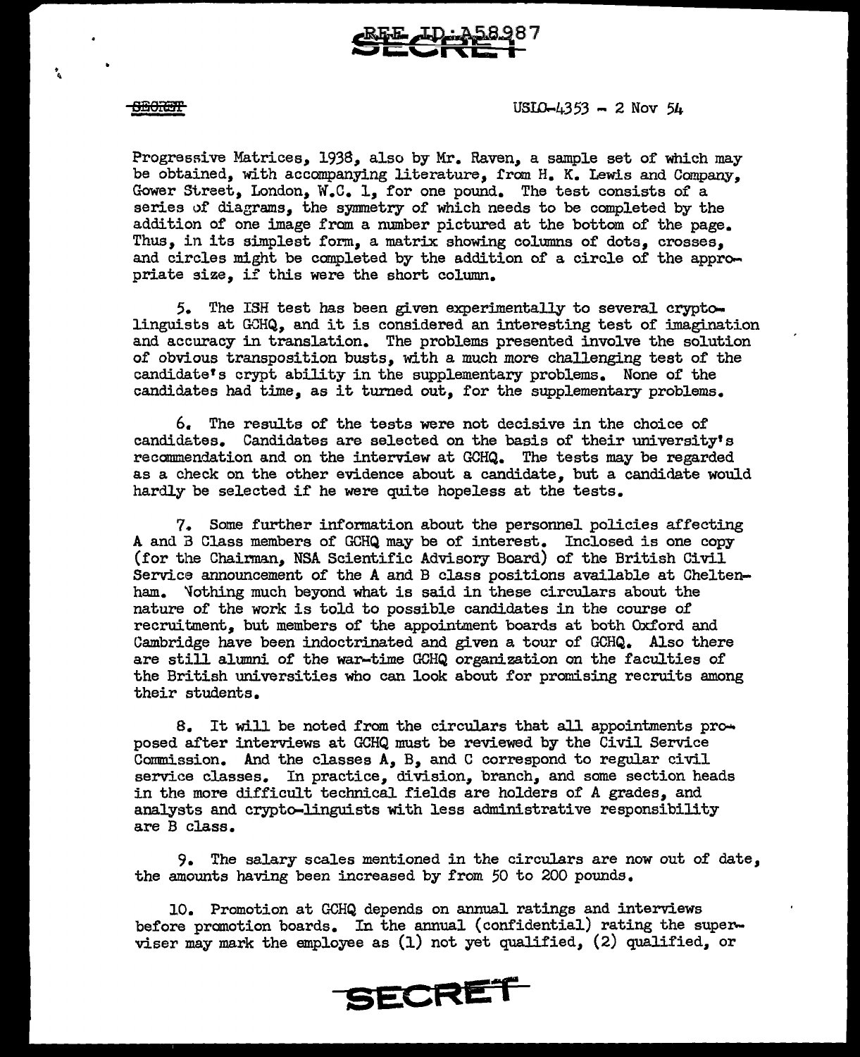Progressive Matrices, 1938, also by Mr. Raven, a sample set of which may be obtained, with accompanying literature, from H. K. Lewis and Company, Gower Street, London, W.C. 1, for one pound. The test consists of a series of diagrams, the symmetry of which needs to be completed by the addition of one image from a number pictured at the bottom of the page. Thus, in its simplest form, a matrix showing columns of dots, crosses, and circles might be completed by the addition of a circle of the appropriate size, if this were the short column.

5. The ISH test has been given experimentally to several crypto-linguists at GCHQ, and it is considered an interesting test of imagination and accuracy in translation. The problems presented involve the solution of obvious transposition busts, with a much more challenging test of the candidate's crypt ability in the supplementary problems. None of the candidates had time, as it turned out, for the supplementary problems.

6. The results of the tests were not decisive in the choice of candidates. Candidates are selected on the basis of their university's recommendation and on the interview at GCHQ. The tests may be regarded as a check on the other evidence about a candidate, but a candidate would hardly be selected if he were quite hopeless at the tests.

7. Some further information about the personnel policies affecting A and B Class members of GCHQ may be of interest. Inclosed is one copy (for the Chairman, NSA Scientific Advisory Board) of the British Civil Service announcement of the A and B class positions available at Cheltenham. Nothing much beyond what is said in these circulars about the nature of the work is told to possible candidates in the course of recruitment, but members of the appointment boards at both Oxford and Cambridge have been indoctrinated and given a tour of GCHQ. Also there are still alumni of the war-time GCHQ organization on the faculties of the British universities who can look about for promising recruits among their students.

8. It will be noted from the circulars that all appointments proposed after interviews at GCHQ must be reviewed by the Civil Service Commission. And the classes A, B, and C correspond to regular civil service classes. In practice, division, branch, and some section heads in the more difficult technical fields are holders of A grades, and analysts and crypto-linguists with less administrative responsibility are B class.

9. The salary scales mentioned in the circulars are now out of date, the amounts having been increased by from 50 to 200 pounds.

10. Promotion at GCHQ depends on annual ratings and interviews before promotion boards. In the annual (confidential) rating the superviser may mark the employee as (1) not yet qualified, (2) qualified, or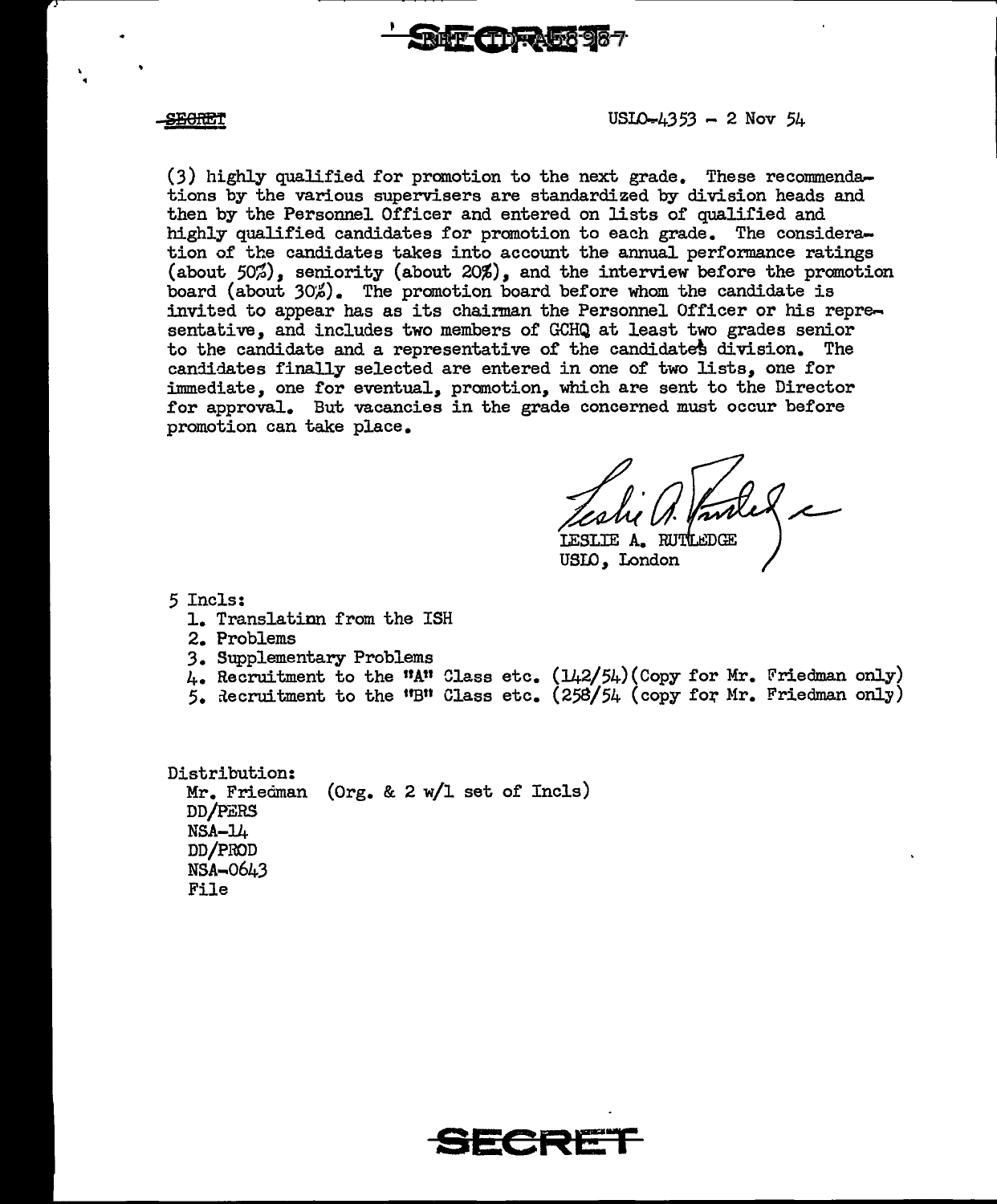SECRET

USLO-4353 - 2 Nov 54

(3) highly qualified for promotion to the next grade. These recommendations by the various supervisers are standardized by division heads and then by the Personnel Officer and entered on lists of qualified and highly qualified candidates for promotion to each grade. The consideration of the candidates takes into account the annual performance ratings (about 50%), seniority (about 20%), and the interview before the promotion board (about 30%). The promotion board before whom the candidate is invited to appear has as its chairman the Personnel Officer or his representative, and includes two members of GCHQ at least two grades senior to the candidate and a representative of the candidate's division. The candidates finally selected are entered in one of two lists, one for immediate, one for eventual, promotion, which are sent to the Director for approval. But vacancies in the grade concerned must occur before promotion can take place.

LESLIE A. RUTLEDGE
USLO, London

5 Incls:
1. Translatinn from the ISH
2. Problems
3. Supplementary Problems
4. Recruitment to the "A" Class etc. (142/54)(Copy for Mr. Friedman only)
5. Recruitment to the "B" Class etc. (258/54 (copy for Mr. Friedman only)

Distribution:
Mr. Friedman (Org. & 2 w/1 set of Incls)
DD/PERS
NSA-14
DD/PROD
NSA-0643
File

SECRET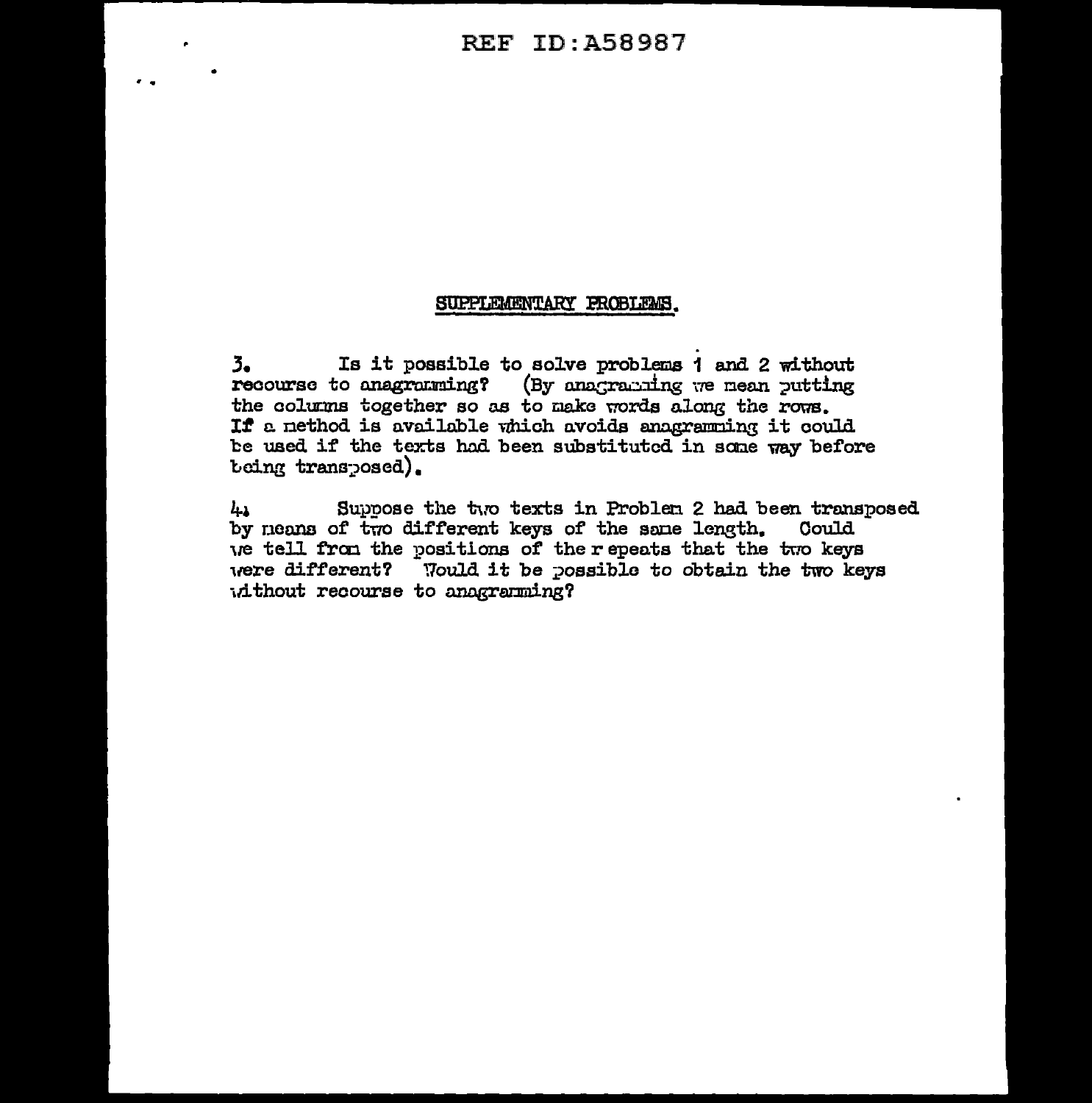## SUPPLEMENTARY PROBLEMS.

3. Is it possible to solve problems 1 and 2 without recourse to anagramming? (By anagramming we mean putting the columns together so as to make words along the rows. If a method is available which avoids anagramming it could be used if the texts had been substituted in some way before being transposed).

4. Suppose the two texts in Problem 2 had been transposed by means of two different keys of the same length. Could we tell from the positions of the repeats that the two keys were different? Would it be possible to obtain the two keys without recourse to anagramming?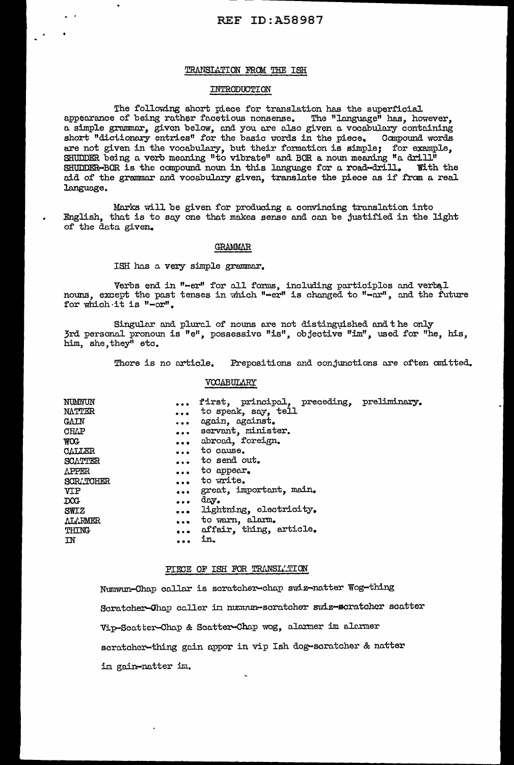REF ID:A58987

## TRANSLATION FROM THE ISH

### INTRODUCTION

The following short piece for translation has the superficial appearance of being rather facetious nonsense. The "language" has, however, a simple grammar, given below, and you are also given a vocabulary containing short "dictionary entries" for the basic words in the piece. Compound words are not given in the vocabulary, but their formation is simple; for example, SHUDDER being a verb meaning "to vibrate" and BOR a noun meaning "a drill" SHUDDER-BOR is the compound noun in this language for a road-drill. With the aid of the grammar and vocabulary given, translate the piece as if from a real language.

Marks will be given for producing a convincing translation into English, that is to say one that makes sense and can be justified in the light of the data given.

### GRAMMAR

ISH has a very simple grammar.

Verbs end in "-er" for all forms, including participles and verbal nouns, except the past tenses in which "-er" is changed to "-ar", and the future for which it is "-or".

Singular and plural of nouns are not distinguished and the only 3rd personal pronoun is "e", possessive "is", objective "im", used for "he, his, him, she, they" etc.

There is no article. Prepositions and conjunctions are often omitted.

### VOCABULARY

| | |
|---|---|
| NUMWUN | ... first, principal, preceding, preliminary. |
| NATTER | ... to speak, say, tell |
| GAIN | ... again, against. |
| CHAP | ... servant, minister. |
| WOG | ... abroad, foreign. |
| CALLER | ... to cause. |
| SCATTER | ... to send out. |
| APPER | ... to appear. |
| SCRATCHER | ... to write. |
| VIP | ... great, important, main. |
| DOG | ... day. |
| SWIZ | ... lightning, electricity. |
| ALARMER | ... to warn, alarm. |
| THING | ... affair, thing, article. |
| IN | ... in. |

### PIECE OF ISH FOR TRANSLATION

Numwun-Chap callar is scratcher-chap swiz-natter Wog-thing

Scratcher-Chap caller in numwun-scratcher swiz-scratcher scatter

Vip-Scatter-Chap & Scatter-Chap wog, alarmer im alarmer

scratcher-thing gain appor in vip Ish dog-scratcher & natter

im gain-natter im.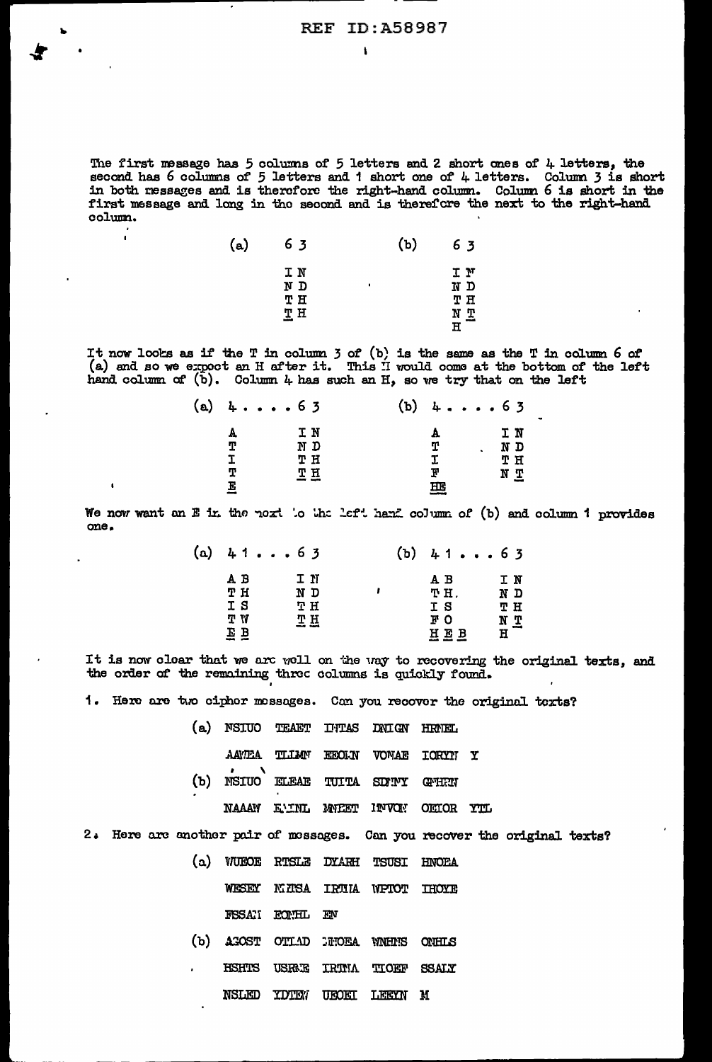The first message has 5 columns of 5 letters and 2 short ones of 4 letters, the second has 6 columns of 5 letters and 1 short one of 4 letters. Column 3 is short in both messages and is therefore the right-hand column. Column 6 is short in the first message and long in the second and is therefore the next to the right-hand column.

```
(a)   6 3          (b)   6 3

      I N                I N
      N D                N D
      T H                T H
      T H                N T
                         H
```

It now looks as if the T in column 3 of (b) is the same as the T in column 6 of (a) and so we expect an H after it. This H would come at the bottom of the left hand column of (b). Column 4 has such an H, so we try that on the left

```
(a)  4 . . . . 6 3          (b)  4 . . . . 6 3

     A         I N               A         I N
     T         N D               T         N D
     I         T H               I         T H
     T         T H               F         N T
     E                           HE
```

We now want an E in the next to the left hand column of (b) and column 1 provides one.

```
(a)  4 1 . . . 6 3          (b)  4 1 . . . 6 3

     A B       I N               A B       I N
     T H       N D               T H.      N D
     I S       T H               I S       T H
     T W       T H               F O       N T
     E B                         H E B     H
```

It is now clear that we are well on the way to recovering the original texts, and the order of the remaining three columns is quickly found.

1. Here are two cipher messages. Can you recover the original texts?

```
(a) NSIUO  TEAET  INTAS  DNIGN  HRNEL
    AAWEA  TLIMN  EEOLN  VONAE  IORYN  Y

(b) NSIUO  ELEAE  TUITA  SDNNY  GNHRN
    NAAAN  EAINL  MNEET  INVON  OEIOR  YTL
```

2. Here are another pair of messages. Can you recover the original texts?

```
(a) WUEOE  RTSLE  DYARH  TSUSI  HNOEA
    WESEY  NMHSA  IRTHA  WPTOT  IHOYE
    FSSAN  EONHL  EN

(b) AEOST  OTLAD  IHOEA  WNHNS  ONHLS
    HSHTS  USRNE  IRTNA  TIOEF  SSALY
    NSLED  YDTEW  UEOEI  LEEYN  M
```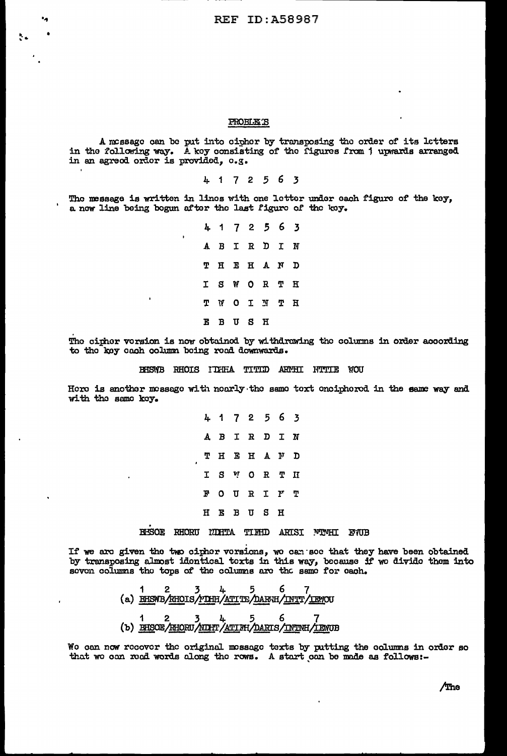## PROBLEMS

A message can be put into cipher by transposing the order of its letters in the following way. A key consisting of the figures from 1 upwards arranged in an agreed order is provided, e.g.

4 1 7 2 5 6 3

The message is written in lines with one letter under each figure of the key, a new line being begun after the last figure of the key.

```
4 1 7 2 5 6 3

A B I R D I N

T H E H A N D

I S W O R T H

T W O I N T H

E B U S H
```

The cipher version is now obtained by withdrawing the columns in order according to the key each column being read downwards.

BHSWB RHOIS NDHHA TITED ARNHI NTTIE WOU

Here is another message with nearly the same text enciphered in the same way and with the same key.

```
4 1 7 2 5 6 3

A B I R D I N

T H E H A N D

I S W O R T H

F O U R I F T

H E B U S H
```

BHSOE RHORU NDHTA TIFHD ARISI NTFHI EWUB

If we are given the two cipher versions, we can see that they have been obtained by transposing almost identical texts in this way, because if we divide them into seven columns the tops of the columns are the same for each.

```
     1     2     3    4     5     6     7
(a) BHSWB/RHOIS/NDHH/ATITE/DARNH/INTT/IEWOU

     1     2     3    4     5     6     7
(b) BHSOE/RHORU/NDHT/ATIFH/DARIS/INTFH/IEWUB
```

We can now recover the original message texts by putting the columns in order so that we can read words along the rows. A start can be made as follows:-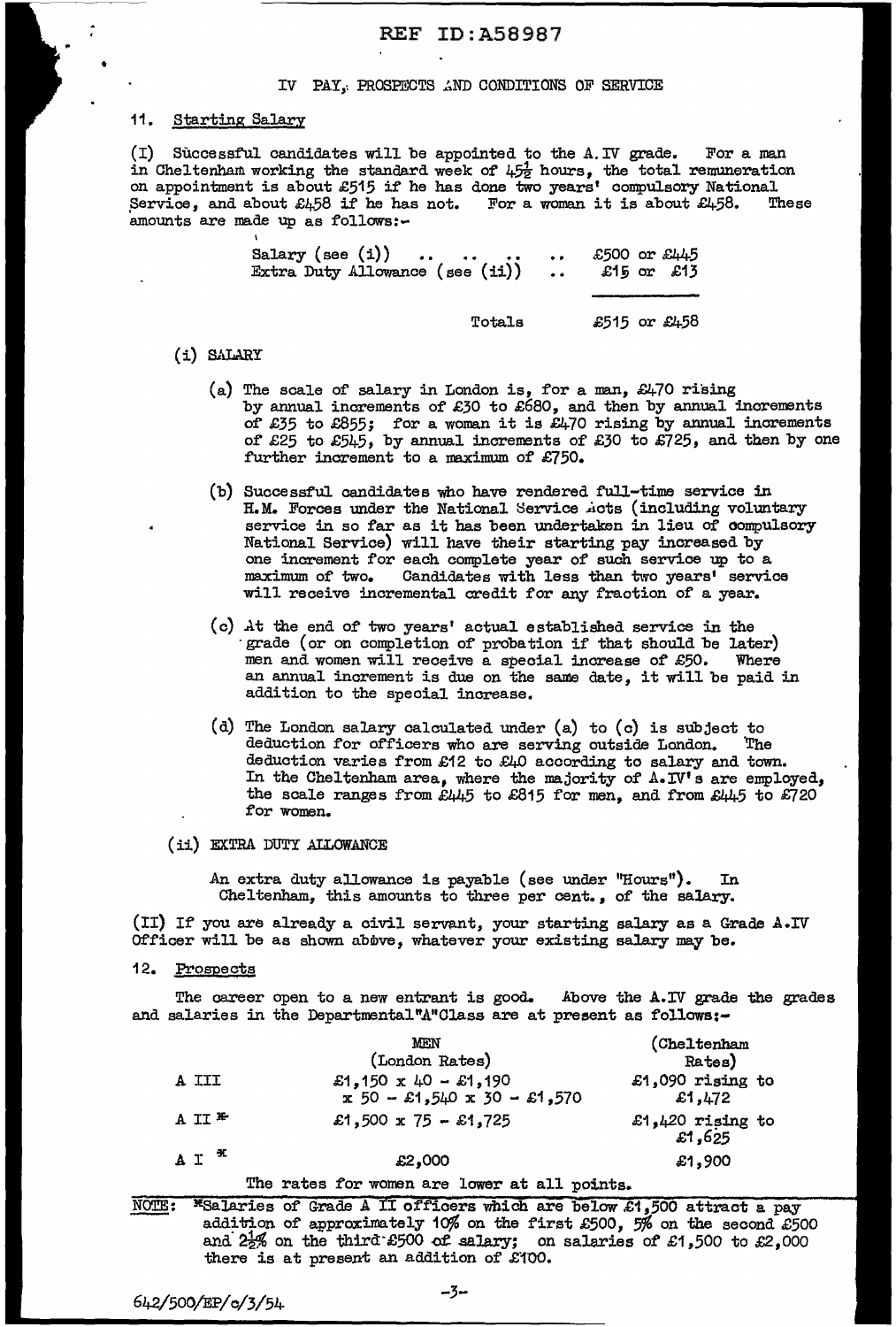REF ID:A58987

## IV PAY, PROSPECTS AND CONDITIONS OF SERVICE

### 11. Starting Salary

(I) Successful candidates will be appointed to the A.IV grade. For a man in Cheltenham working the standard week of 45½ hours, the total remuneration on appointment is about £515 if he has done two years' compulsory National Service, and about £458 if he has not. For a woman it is about £458. These amounts are made up as follows:-

| | |
|---|---|
| Salary (see (i)) .. .. .. .. | £500 or £445 |
| Extra Duty Allowance (see (ii)) .. | £15 or £13 |
| Totals | £515 or £458 |

(i) SALARY

(a) The scale of salary in London is, for a man, £470 rising by annual increments of £30 to £680, and then by annual increments of £35 to £855; for a woman it is £470 rising by annual increments of £25 to £545, by annual increments of £30 to £725, and then by one further increment to a maximum of £750.

(b) Successful candidates who have rendered full-time service in H.M. Forces under the National Service Acts (including voluntary service in so far as it has been undertaken in lieu of compulsory National Service) will have their starting pay increased by one increment for each complete year of such service up to a maximum of two. Candidates with less than two years' service will receive incremental credit for any fraction of a year.

(c) At the end of two years' actual established service in the grade (or on completion of probation if that should be later) men and women will receive a special increase of £50. Where an annual increment is due on the same date, it will be paid in addition to the special increase.

(d) The London salary calculated under (a) to (c) is subject to deduction for officers who are serving outside London. The deduction varies from £12 to £40 according to salary and town. In the Cheltenham area, where the majority of A.IV's are employed, the scale ranges from £445 to £815 for men, and from £445 to £720 for women.

(ii) EXTRA DUTY ALLOWANCE

An extra duty allowance is payable (see under "Hours"). In Cheltenham, this amounts to three per cent., of the salary.

(II) If you are already a civil servant, your starting salary as a Grade A.IV Officer will be as shown above, whatever your existing salary may be.

### 12. Prospects

The career open to a new entrant is good. Above the A.IV grade the grades and salaries in the Departmental "A" Class are at present as follows:-

| | MEN (London Rates) | (Cheltenham Rates) |
|---|---|---|
| A III | £1,150 x 40 - £1,190 x 50 - £1,540 x 30 - £1,570 | £1,090 rising to £1,472 |
| A II * | £1,500 x 75 - £1,725 | £1,420 rising to £1,625 |
| A I * | £2,000 | £1,900 |

The rates for women are lower at all points.

NOTE: *Salaries of Grade A II officers which are below £1,500 attract a pay addition of approximately 10% on the first £500, 5% on the second £500 and 2½% on the third £500 of salary; on salaries of £1,500 to £2,000 there is at present an addition of £100.

642/500/EP/c/3/54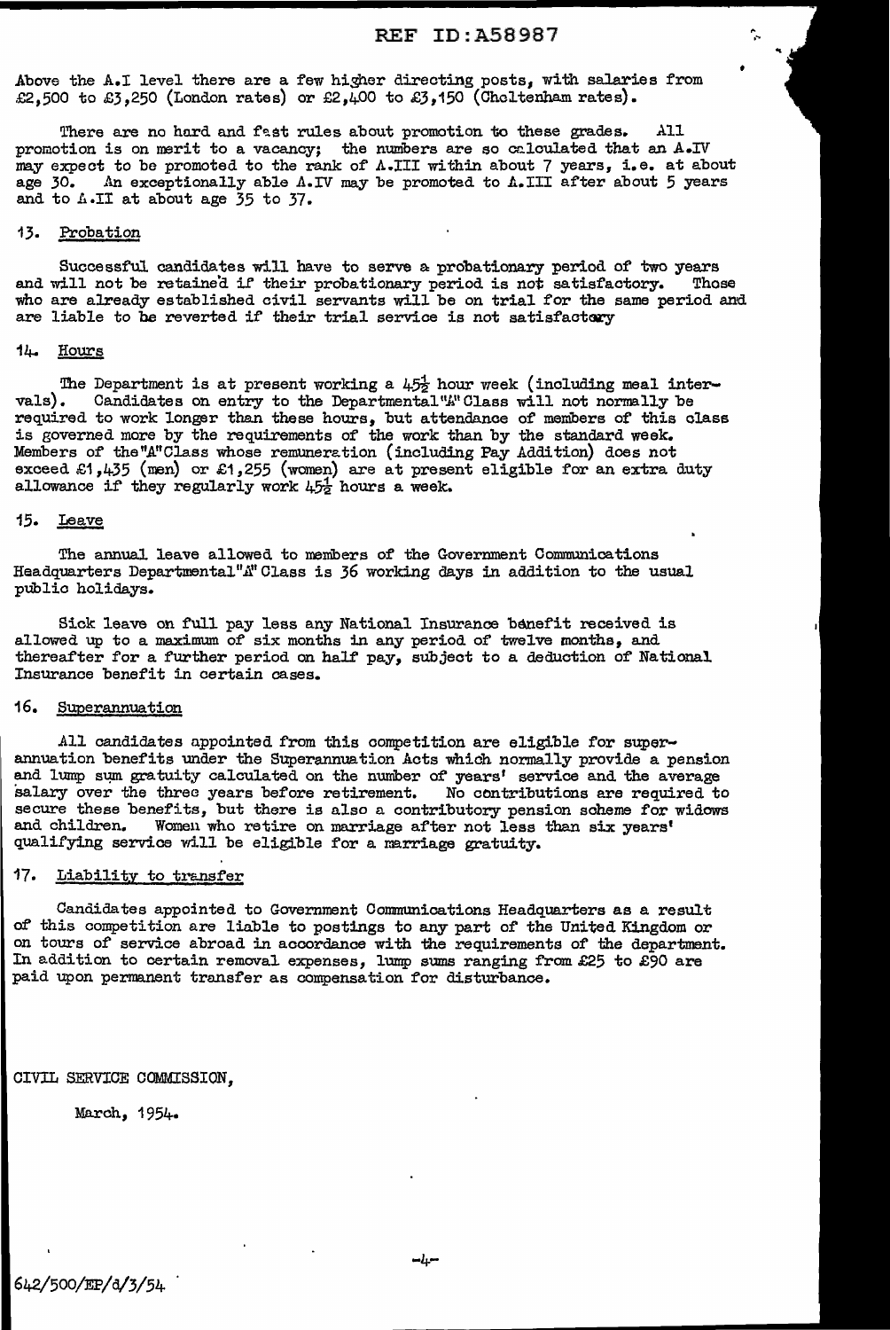Above the A.I level there are a few higher directing posts, with salaries from £2,500 to £3,250 (London rates) or £2,400 to £3,150 (Cheltenham rates).

There are no hard and fast rules about promotion to these grades. All promotion is on merit to a vacancy; the numbers are so calculated that an A.IV may expect to be promoted to the rank of A.III within about 7 years, i.e. at about age 30. An exceptionally able A.IV may be promoted to A.III after about 5 years and to A.II at about age 35 to 37.

## 13. Probation

Successful candidates will have to serve a probationary period of two years and will not be retained if their probationary period is not satisfactory. Those who are already established civil servants will be on trial for the same period and are liable to be reverted if their trial service is not satisfactory

## 14. Hours

The Department is at present working a 45½ hour week (including meal intervals). Candidates on entry to the Departmental "A" Class will not normally be required to work longer than these hours, but attendance of members of this class is governed more by the requirements of the work than by the standard week. Members of the "A" Class whose remuneration (including Pay Addition) does not exceed £1,435 (men) or £1,255 (women) are at present eligible for an extra duty allowance if they regularly work 45½ hours a week.

## 15. Leave

The annual leave allowed to members of the Government Communications Headquarters Departmental "A" Class is 36 working days in addition to the usual public holidays.

Sick leave on full pay less any National Insurance benefit received is allowed up to a maximum of six months in any period of twelve months, and thereafter for a further period on half pay, subject to a deduction of National Insurance benefit in certain cases.

## 16. Superannuation

All candidates appointed from this competition are eligible for superannuation benefits under the Superannuation Acts which normally provide a pension and lump sum gratuity calculated on the number of years' service and the average salary over the three years before retirement. No contributions are required to secure these benefits, but there is also a contributory pension scheme for widows and children. Women who retire on marriage after not less than six years' qualifying service will be eligible for a marriage gratuity.

## 17. Liability to transfer

Candidates appointed to Government Communications Headquarters as a result of this competition are liable to postings to any part of the United Kingdom or on tours of service abroad in accordance with the requirements of the department. In addition to certain removal expenses, lump sums ranging from £25 to £90 are paid upon permanent transfer as compensation for disturbance.

CIVIL SERVICE COMMISSION,

March, 1954.

642/500/EP/d/3/54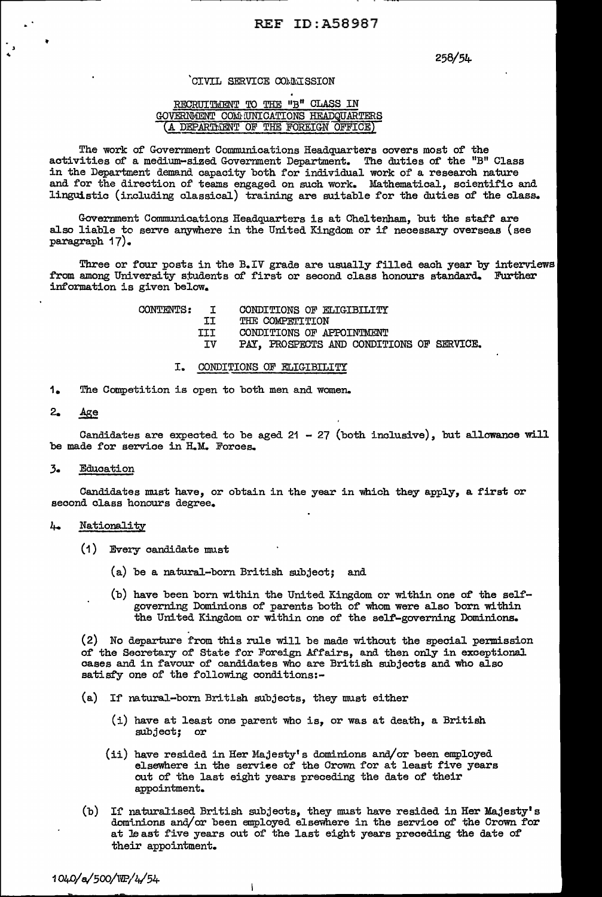258/54

CIVIL SERVICE COMMISSION

## RECRUITMENT TO THE "B" CLASS IN GOVERNMENT COMMUNICATIONS HEADQUARTERS (A DEPARTMENT OF THE FOREIGN OFFICE)

The work of Government Communications Headquarters covers most of the activities of a medium-sized Government Department. The duties of the "B" Class in the Department demand capacity both for individual work of a research nature and for the direction of teams engaged on such work. Mathematical, scientific and linguistic (including classical) training are suitable for the duties of the class.

Government Communications Headquarters is at Cheltenham, but the staff are also liable to serve anywhere in the United Kingdom or if necessary overseas (see paragraph 17).

Three or four posts in the B.IV grade are usually filled each year by interviews from among University students of first or second class honours standard. Further information is given below.

CONTENTS:

- I CONDITIONS OF ELIGIBILITY
- II THE COMPETITION
- III CONDITIONS OF APPOINTMENT
- IV PAY, PROSPECTS AND CONDITIONS OF SERVICE.

### I. CONDITIONS OF ELIGIBILITY

1. The Competition is open to both men and women.

2. Age

Candidates are expected to be aged 21 - 27 (both inclusive), but allowance will be made for service in H.M. Forces.

3. Education

Candidates must have, or obtain in the year in which they apply, a first or second class honours degree.

4. Nationality

(1) Every candidate must

(a) be a natural-born British subject; and

(b) have been born within the United Kingdom or within one of the self-governing Dominions of parents both of whom were also born within the United Kingdom or within one of the self-governing Dominions.

(2) No departure from this rule will be made without the special permission of the Secretary of State for Foreign Affairs, and then only in exceptional cases and in favour of candidates who are British subjects and who also satisfy one of the following conditions:-

(a) If natural-born British subjects, they must either

(i) have at least one parent who is, or was at death, a British subject; or

(ii) have resided in Her Majesty's dominions and/or been employed elsewhere in the service of the Crown for at least five years out of the last eight years preceding the date of their appointment.

(b) If naturalised British subjects, they must have resided in Her Majesty's dominions and/or been employed elsewhere in the service of the Crown for at least five years out of the last eight years preceding the date of their appointment.

1040/a/500/WP/4/54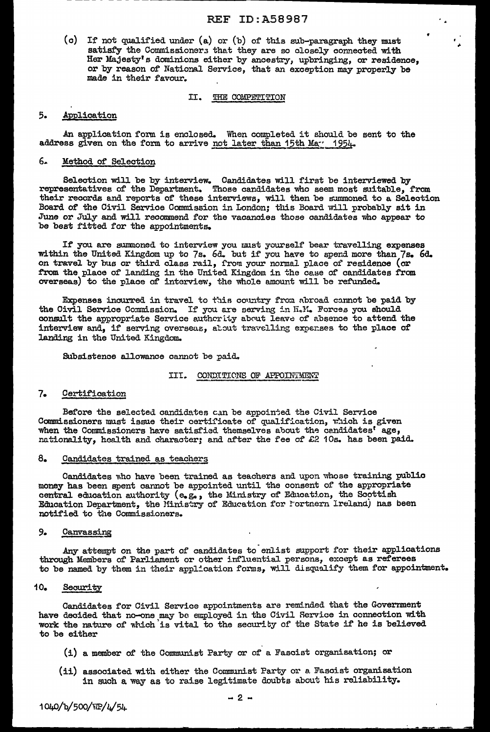(c) If not qualified under (a) or (b) of this sub-paragraph they must satisfy the Commissioners that they are so closely connected with Her Majesty's dominions either by ancestry, upbringing, or residence, or by reason of National Service, that an exception may properly be made in their favour.

## II. THE COMPETITION

### 5. Application

An application form is enclosed. When completed it should be sent to the address given on the form to arrive not later than 15th May 1954.

### 6. Method of Selection

Selection will be by interview. Candidates will first be interviewed by representatives of the Department. Those candidates who seem most suitable, from their records and reports of these interviews, will then be summoned to a Selection Board of the Civil Service Commission in London; this Board will probably sit in June or July and will recommend for the vacancies those candidates who appear to be best fitted for the appointments.

If you are summoned to interview you must yourself bear travelling expenses within the United Kingdom up to 7s. 6d. but if you have to spend more than 7s. 6d. on travel by bus or third class rail, from your normal place of residence (or from the place of landing in the United Kingdom in the case of candidates from overseas) to the place of interview, the whole amount will be refunded.

Expenses incurred in travel to this country from abroad cannot be paid by the Civil Service Commission. If you are serving in H.M. Forces you should consult the appropriate Service authority about leave of absence to attend the interview and, if serving overseas, about travelling expenses to the place of landing in the United Kingdom.

Subsistence allowance cannot be paid.

## III. CONDITIONS OF APPOINTMENT

### 7. Certification

Before the selected candidates can be appointed the Civil Service Commissioners must issue their certificate of qualification, which is given when the Commissioners have satisfied themselves about the candidates' age, nationality, health and character; and after the fee of £2 10s. has been paid.

### 8. Candidates trained as teachers

Candidates who have been trained as teachers and upon whose training public money has been spent cannot be appointed until the consent of the appropriate central education authority (e.g., the Ministry of Education, the Scottish Education Department, the Ministry of Education for Northern Ireland) has been notified to the Commissioners.

### 9. Canvassing

Any attempt on the part of candidates to enlist support for their applications through Members of Parliament or other influential persons, except as referees to be named by them in their application forms, will disqualify them for appointment.

### 10. Security

Candidates for Civil Service appointments are reminded that the Government have decided that no-one may be employed in the Civil Service in connection with work the nature of which is vital to the security of the State if he is believed to be either

(i) a member of the Communist Party or of a Fascist organisation; or

(ii) associated with either the Communist Party or a Fascist organisation in such a way as to raise legitimate doubts about his reliability.

1040/b/500/WP/4/54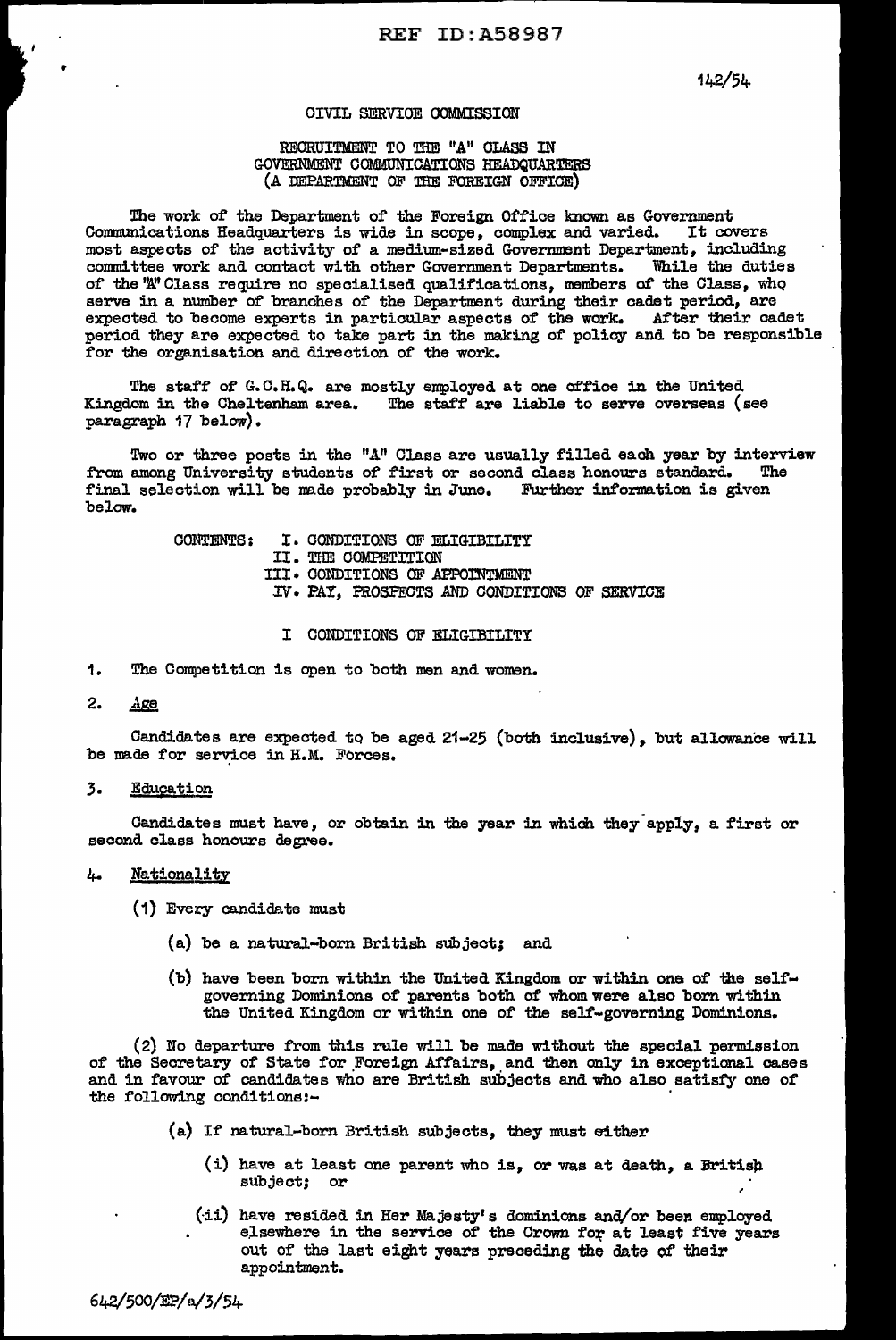142/54

CIVIL SERVICE COMMISSION

RECRUITMENT TO THE "A" CLASS IN
GOVERNMENT COMMUNICATIONS HEADQUARTERS
(A DEPARTMENT OF THE FOREIGN OFFICE)

The work of the Department of the Foreign Office known as Government Communications Headquarters is wide in scope, complex and varied. It covers most aspects of the activity of a medium-sized Government Department, including committee work and contact with other Government Departments. While the duties of the "A" Class require no specialised qualifications, members of the Class, who serve in a number of branches of the Department during their cadet period, are expected to become experts in particular aspects of the work. After their cadet period they are expected to take part in the making of policy and to be responsible for the organisation and direction of the work.

The staff of G.C.H.Q. are mostly employed at one office in the United Kingdom in the Cheltenham area. The staff are liable to serve overseas (see paragraph 17 below).

Two or three posts in the "A" Class are usually filled each year by interview from among University students of first or second class honours standard. The final selection will be made probably in June. Further information is given below.

CONTENTS:
- I. CONDITIONS OF ELIGIBILITY
- II. THE COMPETITION
- III. CONDITIONS OF APPOINTMENT
- IV. PAY, PROSPECTS AND CONDITIONS OF SERVICE

## I CONDITIONS OF ELIGIBILITY

1. The Competition is open to both men and women.

2. Age

Candidates are expected to be aged 21-25 (both inclusive), but allowance will be made for service in H.M. Forces.

3. Education

Candidates must have, or obtain in the year in which they apply, a first or second class honours degree.

4. Nationality

(1) Every candidate must

(a) be a natural-born British subject; and

(b) have been born within the United Kingdom or within one of the self-governing Dominions of parents both of whom were also born within the United Kingdom or within one of the self-governing Dominions.

(2) No departure from this rule will be made without the special permission of the Secretary of State for Foreign Affairs, and then only in exceptional cases and in favour of candidates who are British subjects and who also satisfy one of the following conditions:-

(a) If natural-born British subjects, they must either

(i) have at least one parent who is, or was at death, a British subject; or

(ii) have resided in Her Majesty's dominions and/or been employed elsewhere in the service of the Crown for at least five years out of the last eight years preceding the date of their appointment.

642/500/EP/a/3/54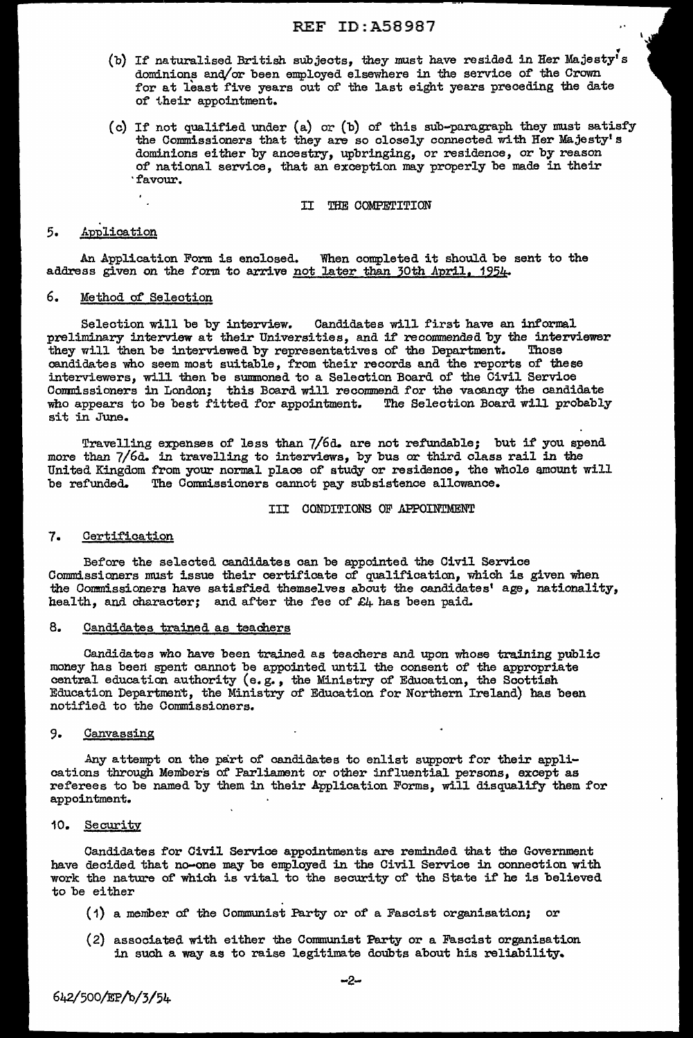(b) If naturalised British subjects, they must have resided in Her Majesty's dominions and/or been employed elsewhere in the service of the Crown for at least five years out of the last eight years preceding the date of their appointment.

(c) If not qualified under (a) or (b) of this sub-paragraph they must satisfy the Commissioners that they are so closely connected with Her Majesty's dominions either by ancestry, upbringing, or residence, or by reason of national service, that an exception may properly be made in their favour.

## II THE COMPETITION

### 5. Application

An Application Form is enclosed. When completed it should be sent to the address given on the form to arrive not later than 30th April, 1954.

### 6. Method of Selection

Selection will be by interview. Candidates will first have an informal preliminary interview at their Universities, and if recommended by the interviewer they will then be interviewed by representatives of the Department. Those candidates who seem most suitable, from their records and the reports of these interviewers, will then be summoned to a Selection Board of the Civil Service Commissioners in London; this Board will recommend for the vacancy the candidate who appears to be best fitted for appointment. The Selection Board will probably sit in June.

Travelling expenses of less than 7/6d. are not refundable; but if you spend more than 7/6d. in travelling to interviews, by bus or third class rail in the United Kingdom from your normal place of study or residence, the whole amount will be refunded. The Commissioners cannot pay subsistence allowance.

## III CONDITIONS OF APPOINTMENT

### 7. Certification

Before the selected candidates can be appointed the Civil Service Commissioners must issue their certificate of qualification, which is given when the Commissioners have satisfied themselves about the candidates' age, nationality, health, and character; and after the fee of £4 has been paid.

### 8. Candidates trained as teachers

Candidates who have been trained as teachers and upon whose training public money has been spent cannot be appointed until the consent of the appropriate central education authority (e.g., the Ministry of Education, the Scottish Education Department, the Ministry of Education for Northern Ireland) has been notified to the Commissioners.

### 9. Canvassing

Any attempt on the part of candidates to enlist support for their applications through Members of Parliament or other influential persons, except as referees to be named by them in their Application Forms, will disqualify them for appointment.

### 10. Security

Candidates for Civil Service appointments are reminded that the Government have decided that no-one may be employed in the Civil Service in connection with work the nature of which is vital to the security of the State if he is believed to be either

(1) a member of the Communist Party or of a Fascist organisation; or

(2) associated with either the Communist Party or a Fascist organisation in such a way as to raise legitimate doubts about his reliability.

642/500/EP/b/3/54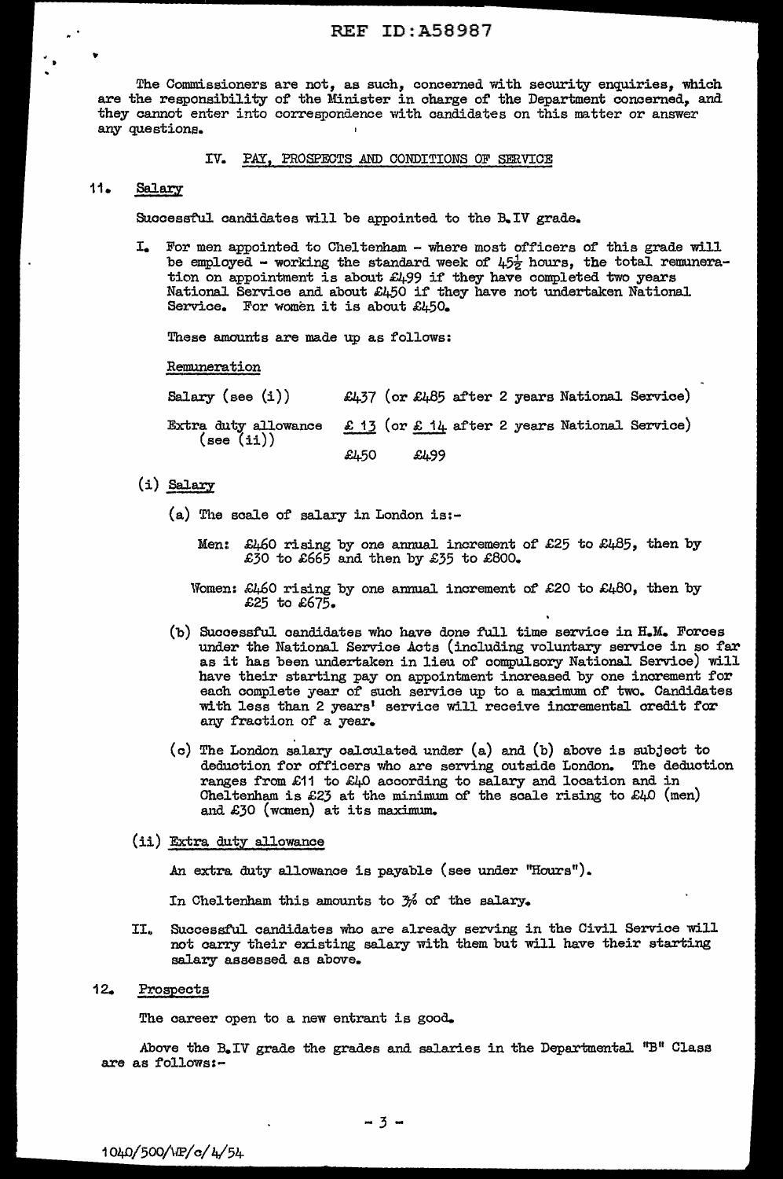The Commissioners are not, as such, concerned with security enquiries, which are the responsibility of the Minister in charge of the Department concerned, and they cannot enter into correspondence with candidates on this matter or answer any questions.

## IV. PAY, PROSPECTS AND CONDITIONS OF SERVICE

### 11. Salary

Successful candidates will be appointed to the B.IV grade.

I. For men appointed to Cheltenham - where most officers of this grade will be employed - working the standard week of 45½ hours, the total remuneration on appointment is about £499 if they have completed two years National Service and about £450 if they have not undertaken National Service. For women it is about £450.

These amounts are made up as follows:

Remuneration

| | | |
|---|---|---|
| Salary (see (i)) | £437 (or £485 after 2 years National Service) | |
| Extra duty allowance (see (ii)) | £ 13 (or £ 14 after 2 years National Service) | |
| | £450 | £499 |

(i) Salary

(a) The scale of salary in London is:-

Men: £460 rising by one annual increment of £25 to £485, then by £30 to £665 and then by £35 to £800.

Women: £460 rising by one annual increment of £20 to £480, then by £25 to £675.

(b) Successful candidates who have done full time service in H.M. Forces under the National Service Acts (including voluntary service in so far as it has been undertaken in lieu of compulsory National Service) will have their starting pay on appointment increased by one increment for each complete year of such service up to a maximum of two. Candidates with less than 2 years' service will receive incremental credit for any fraction of a year.

(c) The London salary calculated under (a) and (b) above is subject to deduction for officers who are serving outside London. The deduction ranges from £11 to £40 according to salary and location and in Cheltenham is £23 at the minimum of the scale rising to £40 (men) and £30 (women) at its maximum.

(ii) Extra duty allowance

An extra duty allowance is payable (see under "Hours").

In Cheltenham this amounts to 3% of the salary.

II. Successful candidates who are already serving in the Civil Service will not carry their existing salary with them but will have their starting salary assessed as above.

### 12. Prospects

The career open to a new entrant is good.

Above the B.IV grade the grades and salaries in the Departmental "B" Class are as follows:-

1040/500/WP/c/4/54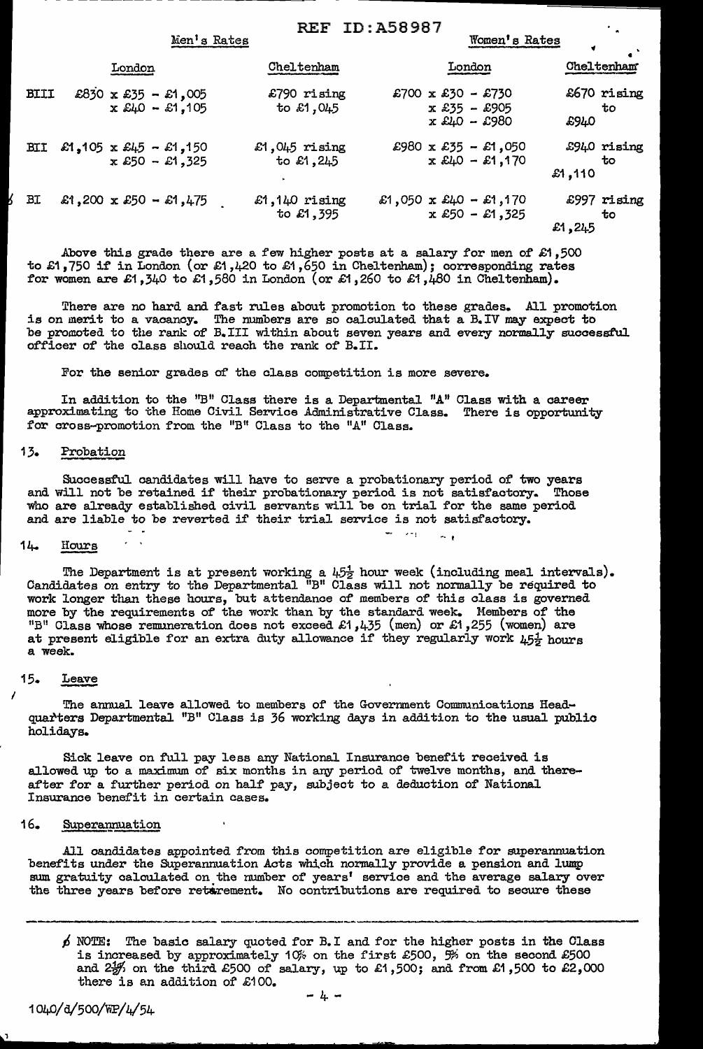| | Men's Rates | | Women's Rates | |
|---|---|---|---|---|
| | London | Cheltenham | London | Cheltenham |
| BIII | £830 x £35 - £1,005 x £40 - £1,105 | £790 rising to £1,045 | £700 x £30 - £730 x £35 - £905 x £40 - £980 | £670 rising to £940 |
| BII | £1,105 x £45 - £1,150 x £50 - £1,325 | £1,045 rising to £1,245 | £980 x £35 - £1,050 x £40 - £1,170 | £940 rising to £1,110 |
| ø BI | £1,200 x £50 - £1,475 | £1,140 rising to £1,395 | £1,050 x £40 - £1,170 x £50 - £1,325 | £997 rising to £1,245 |

Above this grade there are a few higher posts at a salary for men of £1,500 to £1,750 if in London (or £1,420 to £1,650 in Cheltenham); corresponding rates for women are £1,340 to £1,580 in London (or £1,260 to £1,480 in Cheltenham).

There are no hard and fast rules about promotion to these grades. All promotion is on merit to a vacancy. The numbers are so calculated that a B.IV may expect to be promoted to the rank of B.III within about seven years and every normally successful officer of the class should reach the rank of B.II.

For the senior grades of the class competition is more severe.

In addition to the "B" Class there is a Departmental "A" Class with a career approximating to the Home Civil Service Administrative Class. There is opportunity for cross-promotion from the "B" Class to the "A" Class.

## 13. Probation

Successful candidates will have to serve a probationary period of two years and will not be retained if their probationary period is not satisfactory. Those who are already established civil servants will be on trial for the same period and are liable to be reverted if their trial service is not satisfactory.

## 14. Hours

The Department is at present working a 45½ hour week (including meal intervals). Candidates on entry to the Departmental "B" Class will not normally be required to work longer than these hours, but attendance of members of this class is governed more by the requirements of the work than by the standard week. Members of the "B" Class whose remuneration does not exceed £1,435 (men) or £1,255 (women) are at present eligible for an extra duty allowance if they regularly work 45½ hours a week.

## 15. Leave

The annual leave allowed to members of the Government Communications Headquarters Departmental "B" Class is 36 working days in addition to the usual public holidays.

Sick leave on full pay less any National Insurance benefit received is allowed up to a maximum of six months in any period of twelve months, and thereafter for a further period on half pay, subject to a deduction of National Insurance benefit in certain cases.

## 16. Superannuation

All candidates appointed from this competition are eligible for superannuation benefits under the Superannuation Acts which normally provide a pension and lump sum gratuity calculated on the number of years' service and the average salary over the three years before retirement. No contributions are required to secure these

ø NOTE: The basic salary quoted for B.I and for the higher posts in the Class is increased by approximately 10% on the first £500, 5% on the second £500 and 2½% on the third £500 of salary, up to £1,500; and from £1,500 to £2,000 there is an addition of £100.

1040/d/500/WP/4/54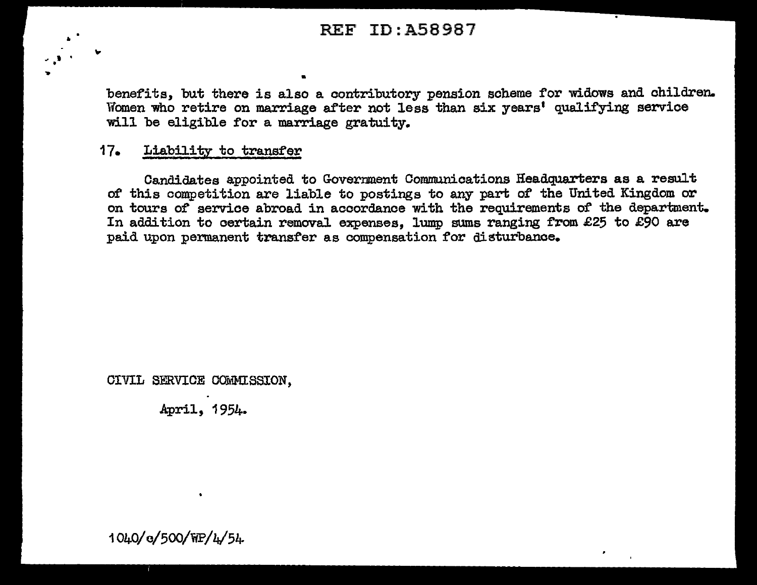benefits, but there is also a contributory pension scheme for widows and children. Women who retire on marriage after not less than six years' qualifying service will be eligible for a marriage gratuity.

## 17. Liability to transfer

Candidates appointed to Government Communications Headquarters as a result of this competition are liable to postings to any part of the United Kingdom or on tours of service abroad in accordance with the requirements of the department. In addition to certain removal expenses, lump sums ranging from £25 to £90 are paid upon permanent transfer as compensation for disturbance.

CIVIL SERVICE COMMISSION,

April, 1954.

1040/c/500/WP/4/54.